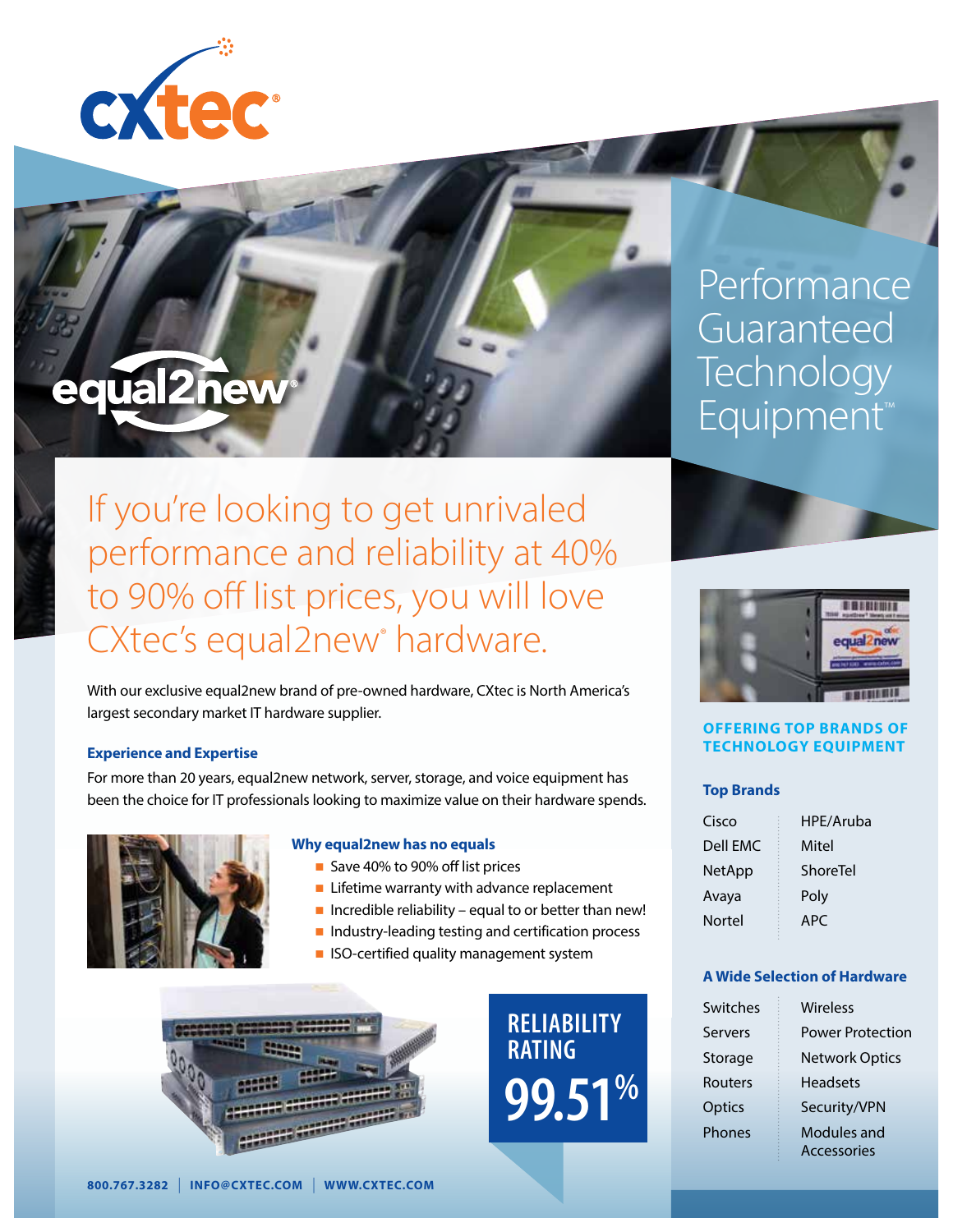# Performance Guaranteed Technology Equipment™

## If you're looking to get unrivaled performance and reliability at 40% to 90% off list prices, you will love CXtec's equal2new® hardware.

With our exclusive equal2new brand of pre-owned hardware, CXtec is North America's largest secondary market IT hardware supplier.

### Experience and Expertise

For more than 20 years, equal2new network, server, storage, and voice equipment has been the choice for IT professionals looking to maximize value on their hardware spends.

### Why equal2new has no equals

- Save 40% to 90% off list prices
- Lifetime warranty with advance replacement
- Incredible reliability – equal to or better than new!
- Industry-leading testing and certification process
- ISO-certified quality management system

**RELIABILITY RATING 99.51%**

## OFFERING TOP BRANDS OF TECHNOLOGY EQUIPMENT

### Top Brands

| | |
|---|---|
| Cisco | HPE/Aruba |
| Dell EMC | Mitel |
| NetApp | ShoreTel |
| Avaya | Poly |
| Nortel | APC |

### A Wide Selection of Hardware

| | |
|---|---|
| Switches | Wireless |
| Servers | Power Protection |
| Storage | Network Optics |
| Routers | Headsets |
| Optics | Security/VPN |
| Phones | Modules and Accessories |

800.767.3282 | INFO@CXTEC.COM | WWW.CXTEC.COM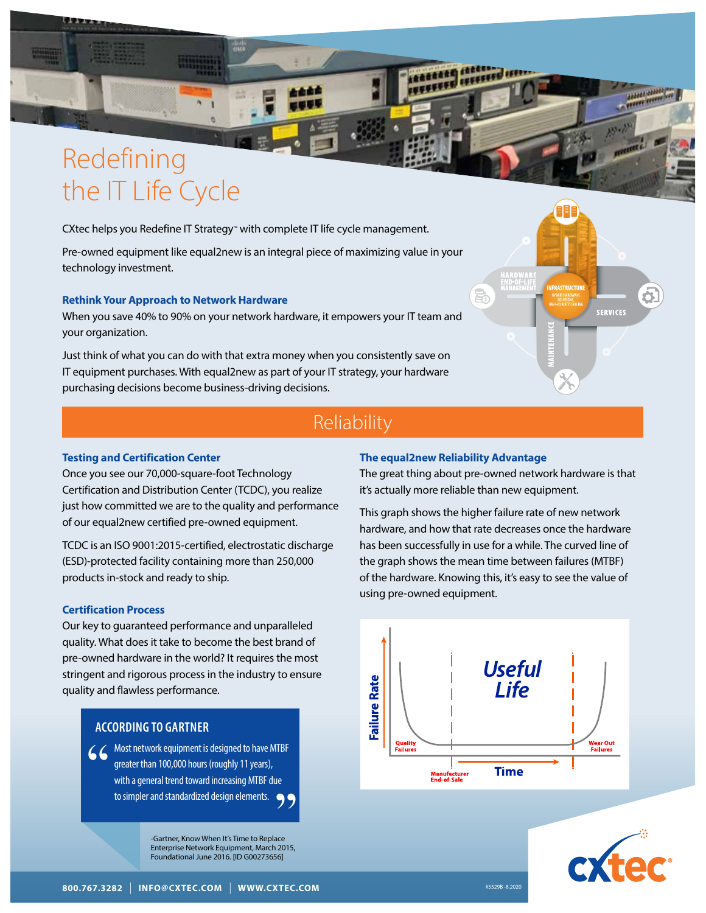# Redefining the IT Life Cycle

CXtec helps you Redefine IT Strategy™ with complete IT life cycle management.

Pre-owned equipment like equal2new is an integral piece of maximizing value in your technology investment.

HARDWARE END-OF-LIFE MANAGEMENT

INFRASTRUCTURE
HYBRID HARDWARE SOLUTIONS, HIGH-QUALITY CABLING

SERVICES

MAINTENANCE

### Rethink Your Approach to Network Hardware

When you save 40% to 90% on your network hardware, it empowers your IT team and your organization.

Just think of what you can do with that extra money when you consistently save on IT equipment purchases. With equal2new as part of your IT strategy, your hardware purchasing decisions become business-driving decisions.

## Reliability

### Testing and Certification Center

Once you see our 70,000-square-foot Technology Certification and Distribution Center (TCDC), you realize just how committed we are to the quality and performance of our equal2new certified pre-owned equipment.

TCDC is an ISO 9001:2015-certified, electrostatic discharge (ESD)-protected facility containing more than 250,000 products in-stock and ready to ship.

### Certification Process

Our key to guaranteed performance and unparalleled quality. What does it take to become the best brand of pre-owned hardware in the world? It requires the most stringent and rigorous process in the industry to ensure quality and flawless performance.

> **ACCORDING TO GARTNER**
>
> "Most network equipment is designed to have MTBF greater than 100,000 hours (roughly 11 years), with a general trend toward increasing MTBF due to simpler and standardized design elements."

-Gartner, Know When It's Time to Replace Enterprise Network Equipment, March 2015, Foundational June 2016. [ID G00273656]

### The equal2new Reliability Advantage

The great thing about pre-owned network hardware is that it's actually more reliable than new equipment.

This graph shows the higher failure rate of new network hardware, and how that rate decreases once the hardware has been successfully in use for a while. The curved line of the graph shows the mean time between failures (MTBF) of the hardware. Knowing this, it's easy to see the value of using pre-owned equipment.

Failure Rate
Useful Life
Quality Failures
Wear Out Failures
Manufacturer End-of-Sale
Time

800.767.3282 | INFO@CXTEC.COM | WWW.CXTEC.COM

#5529B -8.2020